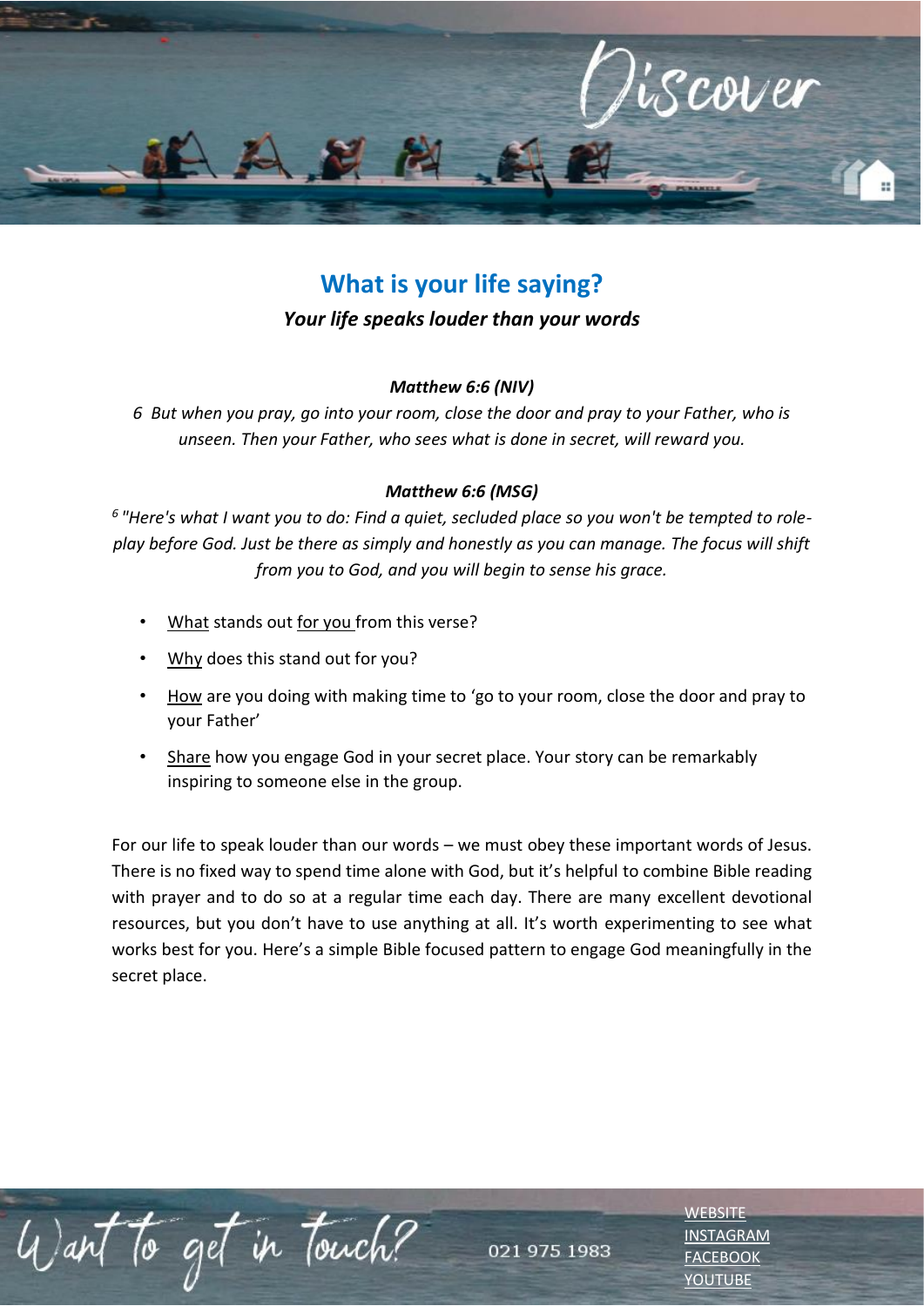# What is your life saying?

***Your life speaks louder than your words***

***Matthew 6:6 (NIV)***

*6 But when you pray, go into your room, close the door and pray to your Father, who is unseen. Then your Father, who sees what is done in secret, will reward you.*

***Matthew 6:6 (MSG)***

*[6] "Here's what I want you to do: Find a quiet, secluded place so you won't be tempted to role-play before God. Just be there as simply and honestly as you can manage. The focus will shift from you to God, and you will begin to sense his grace.*

- What stands out for you from this verse?
- Why does this stand out for you?
- How are you doing with making time to 'go to your room, close the door and pray to your Father'
- Share how you engage God in your secret place. Your story can be remarkably inspiring to someone else in the group.

For our life to speak louder than our words – we must obey these important words of Jesus. There is no fixed way to spend time alone with God, but it's helpful to combine Bible reading with prayer and to do so at a regular time each day. There are many excellent devotional resources, but you don't have to use anything at all. It's worth experimenting to see what works best for you. Here's a simple Bible focused pattern to engage God meaningfully in the secret place.

Want to get in touch?

021 975 1983

WEBSITE
INSTAGRAM
FACEBOOK
YOUTUBE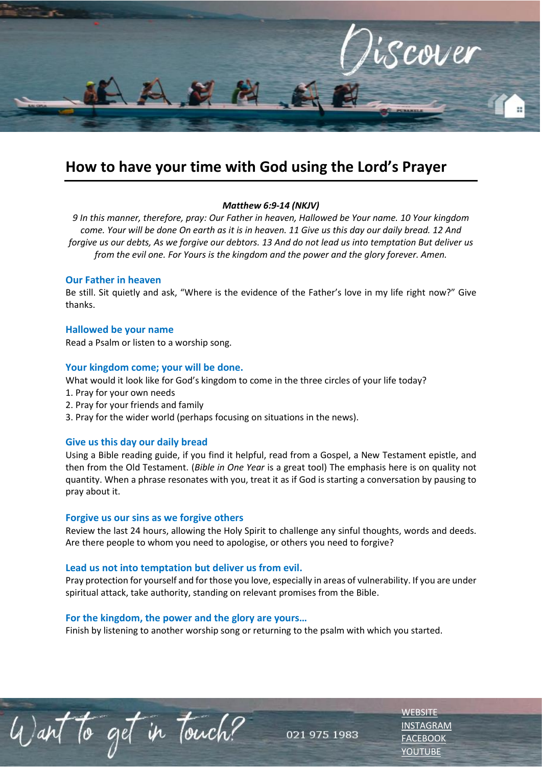Discover

# How to have your time with God using the Lord's Prayer

***Matthew 6:9-14 (NKJV)***

*9 In this manner, therefore, pray: Our Father in heaven, Hallowed be Your name. 10 Your kingdom come. Your will be done On earth as it is in heaven. 11 Give us this day our daily bread. 12 And forgive us our debts, As we forgive our debtors. 13 And do not lead us into temptation But deliver us from the evil one. For Yours is the kingdom and the power and the glory forever. Amen.*

### Our Father in heaven

Be still. Sit quietly and ask, "Where is the evidence of the Father's love in my life right now?" Give thanks.

### Hallowed be your name

Read a Psalm or listen to a worship song.

### Your kingdom come; your will be done.

What would it look like for God's kingdom to come in the three circles of your life today?

1. Pray for your own needs
2. Pray for your friends and family
3. Pray for the wider world (perhaps focusing on situations in the news).

### Give us this day our daily bread

Using a Bible reading guide, if you find it helpful, read from a Gospel, a New Testament epistle, and then from the Old Testament. (*Bible in One Year* is a great tool) The emphasis here is on quality not quantity. When a phrase resonates with you, treat it as if God is starting a conversation by pausing to pray about it.

### Forgive us our sins as we forgive others

Review the last 24 hours, allowing the Holy Spirit to challenge any sinful thoughts, words and deeds. Are there people to whom you need to apologise, or others you need to forgive?

### Lead us not into temptation but deliver us from evil.

Pray protection for yourself and for those you love, especially in areas of vulnerability. If you are under spiritual attack, take authority, standing on relevant promises from the Bible.

### For the kingdom, the power and the glory are yours…

Finish by listening to another worship song or returning to the psalm with which you started.

Want to get in touch?

021 975 1983

WEBSITE
INSTAGRAM
FACEBOOK
YOUTUBE